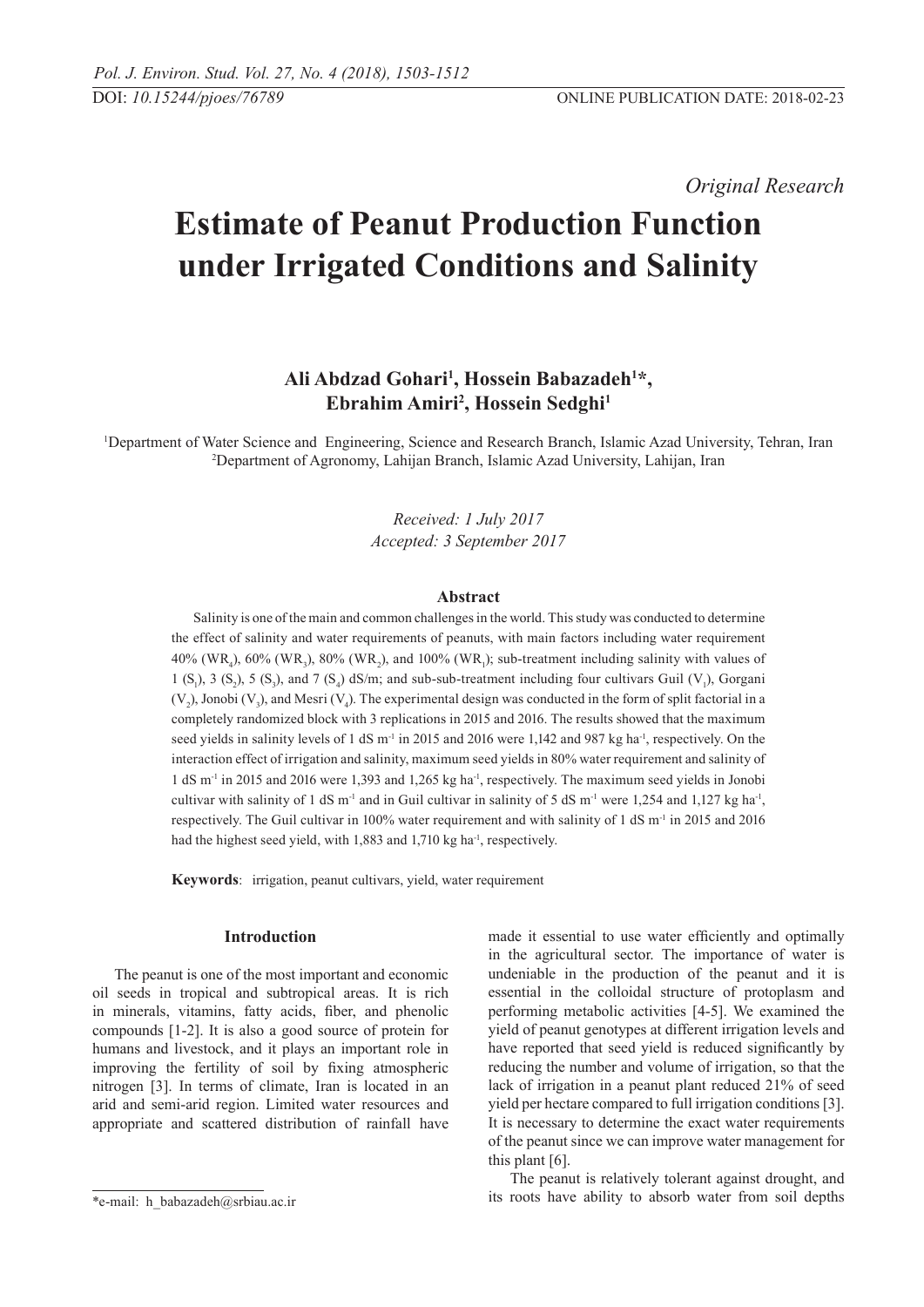*Original Research*

# Estimate of Peanut Production Function under Irrigated Conditions and Salinity

**Ali Abdzad Gohari[1], Hossein Babazadeh[1]*, Ebrahim Amiri[2], Hossein Sedghi[1]**

[1]Department of Water Science and Engineering, Science and Research Branch, Islamic Azad University, Tehran, Iran
[2]Department of Agronomy, Lahijan Branch, Islamic Azad University, Lahijan, Iran

*Received: 1 July 2017*
*Accepted: 3 September 2017*

## Abstract

Salinity is one of the main and common challenges in the world. This study was conducted to determine the effect of salinity and water requirements of peanuts, with main factors including water requirement 40% ($WR_4$), 60% ($WR_3$), 80% ($WR_2$), and 100% ($WR_1$); sub-treatment including salinity with values of 1 ($S_1$), 3 ($S_2$), 5 ($S_3$), and 7 ($S_4$) dS/m; and sub-sub-treatment including four cultivars Guil ($V_1$), Gorgani ($V_2$), Jonobi ($V_3$), and Mesri ($V_4$). The experimental design was conducted in the form of split factorial in a completely randomized block with 3 replications in 2015 and 2016. The results showed that the maximum seed yields in salinity levels of 1 dS $m^{-1}$ in 2015 and 2016 were 1,142 and 987 kg $ha^{-1}$, respectively. On the interaction effect of irrigation and salinity, maximum seed yields in 80% water requirement and salinity of 1 dS $m^{-1}$ in 2015 and 2016 were 1,393 and 1,265 kg $ha^{-1}$, respectively. The maximum seed yields in Jonobi cultivar with salinity of 1 dS $m^{-1}$ and in Guil cultivar in salinity of 5 dS $m^{-1}$ were 1,254 and 1,127 kg $ha^{-1}$, respectively. The Guil cultivar in 100% water requirement and with salinity of 1 dS $m^{-1}$ in 2015 and 2016 had the highest seed yield, with 1,883 and 1,710 kg $ha^{-1}$, respectively.

**Keywords**: irrigation, peanut cultivars, yield, water requirement

## Introduction

The peanut is one of the most important and economic oil seeds in tropical and subtropical areas. It is rich in minerals, vitamins, fatty acids, fiber, and phenolic compounds [1-2]. It is also a good source of protein for humans and livestock, and it plays an important role in improving the fertility of soil by fixing atmospheric nitrogen [3]. In terms of climate, Iran is located in an arid and semi-arid region. Limited water resources and appropriate and scattered distribution of rainfall have made it essential to use water efficiently and optimally in the agricultural sector. The importance of water is undeniable in the production of the peanut and it is essential in the colloidal structure of protoplasm and performing metabolic activities [4-5]. We examined the yield of peanut genotypes at different irrigation levels and have reported that seed yield is reduced significantly by reducing the number and volume of irrigation, so that the lack of irrigation in a peanut plant reduced 21% of seed yield per hectare compared to full irrigation conditions [3]. It is necessary to determine the exact water requirements of the peanut since we can improve water management for this plant [6].

The peanut is relatively tolerant against drought, and its roots have ability to absorb water from soil depths

*e-mail: h_babazadeh@srbiau.ac.ir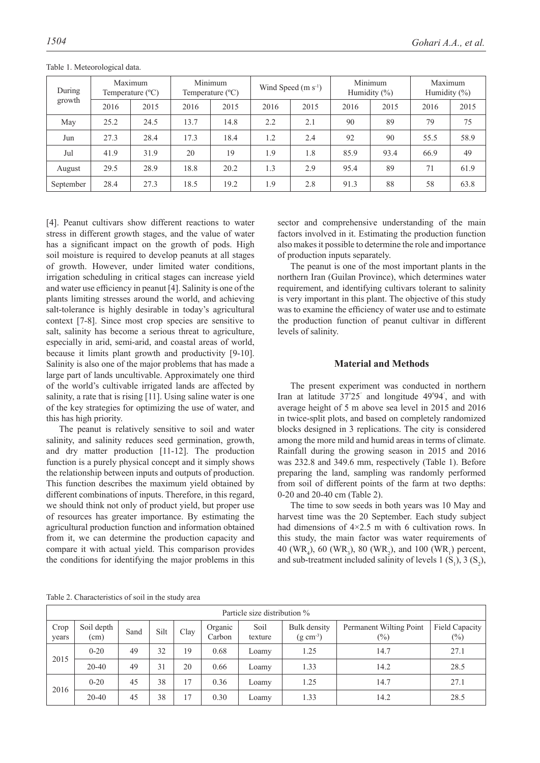Table 1. Meteorological data.

| During growth | Maximum Temperature (ºC) | | Minimum Temperature (ºC) | | Wind Speed (m s$^{-1}$) | | Minimum Humidity (%) | | Maximum Humidity (%) | |
|---|---|---|---|---|---|---|---|---|---|---|
| | 2016 | 2015 | 2016 | 2015 | 2016 | 2015 | 2016 | 2015 | 2016 | 2015 |
| May | 25.2 | 24.5 | 13.7 | 14.8 | 2.2 | 2.1 | 90 | 89 | 79 | 75 |
| Jun | 27.3 | 28.4 | 17.3 | 18.4 | 1.2 | 2.4 | 92 | 90 | 55.5 | 58.9 |
| Jul | 41.9 | 31.9 | 20 | 19 | 1.9 | 1.8 | 85.9 | 93.4 | 66.9 | 49 |
| August | 29.5 | 28.9 | 18.8 | 20.2 | 1.3 | 2.9 | 95.4 | 89 | 71 | 61.9 |
| September | 28.4 | 27.3 | 18.5 | 19.2 | 1.9 | 2.8 | 91.3 | 88 | 58 | 63.8 |

[4]. Peanut cultivars show different reactions to water stress in different growth stages, and the value of water has a significant impact on the growth of pods. High soil moisture is required to develop peanuts at all stages of growth. However, under limited water conditions, irrigation scheduling in critical stages can increase yield and water use efficiency in peanut [4]. Salinity is one of the plants limiting stresses around the world, and achieving salt-tolerance is highly desirable in today's agricultural context [7-8]. Since most crop species are sensitive to salt, salinity has become a serious threat to agriculture, especially in arid, semi-arid, and coastal areas of world, because it limits plant growth and productivity [9-10]. Salinity is also one of the major problems that has made a large part of lands uncultivable. Approximately one third of the world's cultivable irrigated lands are affected by salinity, a rate that is rising [11]. Using saline water is one of the key strategies for optimizing the use of water, and this has high priority.

The peanut is relatively sensitive to soil and water salinity, and salinity reduces seed germination, growth, and dry matter production [11-12]. The production function is a purely physical concept and it simply shows the relationship between inputs and outputs of production. This function describes the maximum yield obtained by different combinations of inputs. Therefore, in this regard, we should think not only of product yield, but proper use of resources has greater importance. By estimating the agricultural production function and information obtained from it, we can determine the production capacity and compare it with actual yield. This comparison provides the conditions for identifying the major problems in this sector and comprehensive understanding of the main factors involved in it. Estimating the production function also makes it possible to determine the role and importance of production inputs separately.

The peanut is one of the most important plants in the northern Iran (Guilan Province), which determines water requirement, and identifying cultivars tolerant to salinity is very important in this plant. The objective of this study was to examine the efficiency of water use and to estimate the production function of peanut cultivar in different levels of salinity.

## Material and Methods

The present experiment was conducted in northern Iran at latitude 37°25´ and longitude 49°94´, and with average height of 5 m above sea level in 2015 and 2016 in twice-split plots, and based on completely randomized blocks designed in 3 replications. The city is considered among the more mild and humid areas in terms of climate. Rainfall during the growing season in 2015 and 2016 was 232.8 and 349.6 mm, respectively (Table 1). Before preparing the land, sampling was randomly performed from soil of different points of the farm at two depths: 0-20 and 20-40 cm (Table 2).

The time to sow seeds in both years was 10 May and harvest time was the 20 September. Each study subject had dimensions of 4×2.5 m with 6 cultivation rows. In this study, the main factor was water requirements of 40 ($WR_4$), 60 ($WR_3$), 80 ($WR_2$), and 100 ($WR_1$) percent, and sub-treatment included salinity of levels 1 ($S_1$), 3 ($S_2$),

Table 2. Characteristics of soil in the study area

| Particle size distribution % | | | | | | | | | |
|---|---|---|---|---|---|---|---|---|---|
| Crop years | Soil depth (cm) | Sand | Silt | Clay | Organic Carbon | Soil texture | Bulk density (g cm$^{-3}$) | Permanent Wilting Point (%) | Field Capacity (%) |
| 2015 | 0-20 | 49 | 32 | 19 | 0.68 | Loamy | 1.25 | 14.7 | 27.1 |
| | 20-40 | 49 | 31 | 20 | 0.66 | Loamy | 1.33 | 14.2 | 28.5 |
| 2016 | 0-20 | 45 | 38 | 17 | 0.36 | Loamy | 1.25 | 14.7 | 27.1 |
| | 20-40 | 45 | 38 | 17 | 0.30 | Loamy | 1.33 | 14.2 | 28.5 |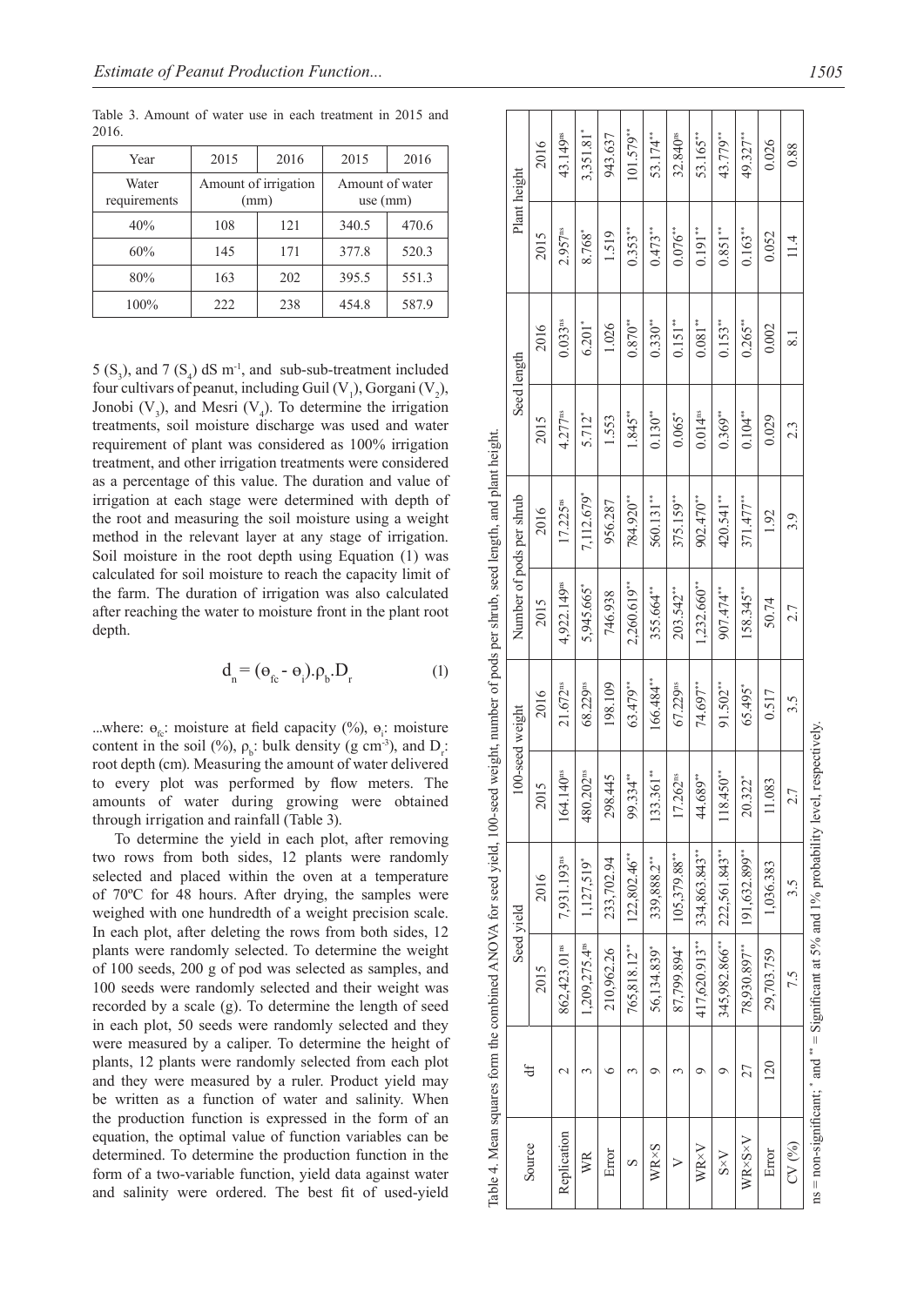Table 3. Amount of water use in each treatment in 2015 and 2016.

| Year | 2015 | 2016 | 2015 | 2016 |
|---|---|---|---|---|
| Water requirements | Amount of irrigation (mm) | | Amount of water use (mm) | |
| 40% | 108 | 121 | 340.5 | 470.6 |
| 60% | 145 | 171 | 377.8 | 520.3 |
| 80% | 163 | 202 | 395.5 | 551.3 |
| 100% | 222 | 238 | 454.8 | 587.9 |

5 ($S_3$), and 7 ($S_4$) dS m$^{-1}$, and sub-sub-treatment included four cultivars of peanut, including Guil ($V_1$), Gorgani ($V_2$), Jonobi ($V_3$), and Mesri ($V_4$). To determine the irrigation treatments, soil moisture discharge was used and water requirement of plant was considered as 100% irrigation treatment, and other irrigation treatments were considered as a percentage of this value. The duration and value of irrigation at each stage were determined with depth of the root and measuring the soil moisture using a weight method in the relevant layer at any stage of irrigation. Soil moisture in the root depth using Equation (1) was calculated for soil moisture to reach the capacity limit of the farm. The duration of irrigation was also calculated after reaching the water to moisture front in the plant root depth.

$$d_n = (\theta_{fc} - \theta_i).\rho_b.D_r \quad (1)$$

...where: $\theta_{fc}$: moisture at field capacity (%), $\theta_i$: moisture content in the soil (%), $\rho_b$: bulk density (g cm$^{-3}$), and $D_r$: root depth (cm). Measuring the amount of water delivered to every plot was performed by flow meters. The amounts of water during growing were obtained through irrigation and rainfall (Table 3).

To determine the yield in each plot, after removing two rows from both sides, 12 plants were randomly selected and placed within the oven at a temperature of 70ºC for 48 hours. After drying, the samples were weighed with one hundredth of a weight precision scale. In each plot, after deleting the rows from both sides, 12 plants were randomly selected. To determine the weight of 100 seeds, 200 g of pod was selected as samples, and 100 seeds were randomly selected and their weight was recorded by a scale (g). To determine the length of seed in each plot, 50 seeds were randomly selected and they were measured by a caliper. To determine the height of plants, 12 plants were randomly selected from each plot and they were measured by a ruler. Product yield may be written as a function of water and salinity. When the production function is expressed in the form of an equation, the optimal value of function variables can be determined. To determine the production function in the form of a two-variable function, yield data against water and salinity were ordered. The best fit of used-yield

Table 4. Mean squares form the combined ANOVA for seed yield, 100-seed weight, number of pods per shrub, seed length, and plant height.

| Source | df | Seed yield | | 100-seed weight | | Number of pods per shrub | | Seed length | | Plant height | |
|---|---|---|---|---|---|---|---|---|---|---|---|
| | | 2015 | 2016 | 2015 | 2016 | 2015 | 2016 | 2015 | 2016 | 2015 | 2016 |
| Replication | 2 | 862,423.01$^{ns}$ | 7,931.193$^{ns}$ | 164.140$^{ns}$ | 21.672$^{ns}$ | 4,922.149$^{ns}$ | 17.225$^{ns}$ | 4.277$^{ns}$ | 0.033$^{ns}$ | 2.957$^{ns}$ | 43.149$^{ns}$ |
| WR | 3 | 1,209,275.4$^{ns}$ | 1,127,519$^{*}$ | 480.202$^{ns}$ | 68.229$^{ns}$ | 5,945.665$^{*}$ | 7,112.679$^{*}$ | 5.712$^{*}$ | 6.201$^{*}$ | 8.768$^{*}$ | 3,351.81$^{*}$ |
| Error | 6 | 210,962.26 | 233,702.94 | 298.445 | 198.109 | 746.938 | 956.287 | 1.553 | 1.026 | 1.519 | 943.637 |
| S | 3 | 765,818.12$^{**}$ | 122,802.46$^{**}$ | 99.334$^{**}$ | 63.479$^{**}$ | 2,260.619$^{**}$ | 784.920$^{**}$ | 1.845$^{**}$ | 0.870$^{**}$ | 0.353$^{**}$ | 101.579$^{**}$ |
| WR×S | 9 | 56,134.839$^{*}$ | 339,888.2$^{**}$ | 133.361$^{**}$ | 166.484$^{**}$ | 355.664$^{**}$ | 560.131$^{**}$ | 0.130$^{**}$ | 0.330$^{**}$ | 0.473$^{**}$ | 53.174$^{**}$ |
| V | 3 | 87,799.894$^{*}$ | 105,379.88$^{**}$ | 17.262$^{ns}$ | 67.229$^{ns}$ | 203.542$^{**}$ | 375.159$^{**}$ | 0.065$^{*}$ | 0.151$^{**}$ | 0.076$^{**}$ | 32.840$^{ns}$ |
| WR×V | 9 | 417,620.913$^{**}$ | 334,863.843$^{**}$ | 44.689$^{**}$ | 74.697$^{**}$ | 1,232.660$^{**}$ | 902.470$^{**}$ | 0.014$^{ns}$ | 0.081$^{**}$ | 0.191$^{**}$ | 53.165$^{**}$ |
| S×V | 9 | 345,982.866$^{**}$ | 222,561.843$^{**}$ | 118.450$^{**}$ | 91.502$^{**}$ | 907.474$^{**}$ | 420.541$^{**}$ | 0.369$^{**}$ | 0.153$^{**}$ | 0.851$^{**}$ | 43.779$^{**}$ |
| WR×S×V | 27 | 78,930.897$^{**}$ | 191,632.899$^{**}$ | 20.322$^{*}$ | 65.495$^{*}$ | 158.345$^{**}$ | 371.477$^{**}$ | 0.104$^{**}$ | 0.265$^{**}$ | 0.163$^{**}$ | 49.327$^{**}$ |
| Error | 120 | 29,703.759 | 1,036.383 | 11.083 | 0.517 | 50.74 | 1.92 | 0.029 | 0.002 | 0.052 | 0.026 |
| CV (%) | | 7.5 | 3.5 | 2.7 | 3.5 | 2.7 | 3.9 | 2.3 | 8.1 | 11.4 | 0.88 |

ns = non-significant; * and ** = Significant at 5% and 1% probability level, respectively.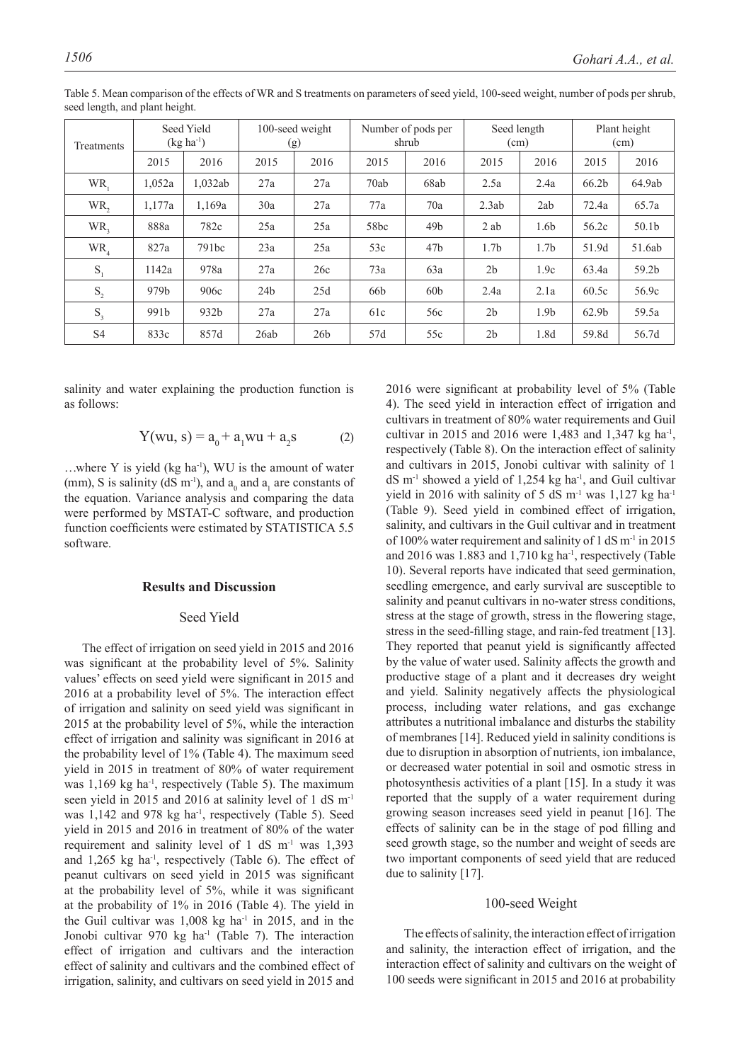Table 5. Mean comparison of the effects of WR and S treatments on parameters of seed yield, 100-seed weight, number of pods per shrub, seed length, and plant height.

| Treatments | Seed Yield (kg ha$^{-1}$) | | 100-seed weight (g) | | Number of pods per shrub | | Seed length (cm) | | Plant height (cm) | |
|---|---|---|---|---|---|---|---|---|---|---|
| | 2015 | 2016 | 2015 | 2016 | 2015 | 2016 | 2015 | 2016 | 2015 | 2016 |
| $WR_1$ | 1,052a | 1,032ab | 27a | 27a | 70ab | 68ab | 2.5a | 2.4a | 66.2b | 64.9ab |
| $WR_2$ | 1,177a | 1,169a | 30a | 27a | 77a | 70a | 2.3ab | 2ab | 72.4a | 65.7a |
| $WR_3$ | 888a | 782c | 25a | 25a | 58bc | 49b | 2 ab | 1.6b | 56.2c | 50.1b |
| $WR_4$ | 827a | 791bc | 23a | 25a | 53c | 47b | 1.7b | 1.7b | 51.9d | 51.6ab |
| $S_1$ | 1142a | 978a | 27a | 26c | 73a | 63a | 2b | 1.9c | 63.4a | 59.2b |
| $S_2$ | 979b | 906c | 24b | 25d | 66b | 60b | 2.4a | 2.1a | 60.5c | 56.9c |
| $S_3$ | 991b | 932b | 27a | 27a | 61c | 56c | 2b | 1.9b | 62.9b | 59.5a |
| S4 | 833c | 857d | 26ab | 26b | 57d | 55c | 2b | 1.8d | 59.8d | 56.7d |

salinity and water explaining the production function is as follows:

$$Y(wu, s) = a_0 + a_1 wu + a_2 s \tag{2}$$

…where Y is yield (kg ha$^{-1}$), WU is the amount of water (mm), S is salinity (dS m$^{-1}$), and $a_0$ and $a_1$ are constants of the equation. Variance analysis and comparing the data were performed by MSTAT-C software, and production function coefficients were estimated by STATISTICA 5.5 software.

## Results and Discussion

### Seed Yield

The effect of irrigation on seed yield in 2015 and 2016 was significant at the probability level of 5%. Salinity values' effects on seed yield were significant in 2015 and 2016 at a probability level of 5%. The interaction effect of irrigation and salinity on seed yield was significant in 2015 at the probability level of 5%, while the interaction effect of irrigation and salinity was significant in 2016 at the probability level of 1% (Table 4). The maximum seed yield in 2015 in treatment of 80% of water requirement was 1,169 kg ha$^{-1}$, respectively (Table 5). The maximum seen yield in 2015 and 2016 at salinity level of 1 dS m$^{-1}$ was 1,142 and 978 kg ha$^{-1}$, respectively (Table 5). Seed yield in 2015 and 2016 in treatment of 80% of the water requirement and salinity level of 1 dS m$^{-1}$ was 1,393 and 1,265 kg ha$^{-1}$, respectively (Table 6). The effect of peanut cultivars on seed yield in 2015 was significant at the probability level of 5%, while it was significant at the probability of 1% in 2016 (Table 4). The yield in the Guil cultivar was 1,008 kg ha$^{-1}$ in 2015, and in the Jonobi cultivar 970 kg ha$^{-1}$ (Table 7). The interaction effect of irrigation and cultivars and the interaction effect of salinity and cultivars and the combined effect of irrigation, salinity, and cultivars on seed yield in 2015 and 2016 were significant at probability level of 5% (Table 4). The seed yield in interaction effect of irrigation and cultivars in treatment of 80% water requirements and Guil cultivar in 2015 and 2016 were 1,483 and 1,347 kg ha$^{-1}$, respectively (Table 8). On the interaction effect of salinity and cultivars in 2015, Jonobi cultivar with salinity of 1 dS m$^{-1}$ showed a yield of 1,254 kg ha$^{-1}$, and Guil cultivar yield in 2016 with salinity of 5 dS m$^{-1}$ was 1,127 kg ha$^{-1}$ (Table 9). Seed yield in combined effect of irrigation, salinity, and cultivars in the Guil cultivar and in treatment of 100% water requirement and salinity of 1 dS m$^{-1}$ in 2015 and 2016 was 1.883 and 1,710 kg ha$^{-1}$, respectively (Table 10). Several reports have indicated that seed germination, seedling emergence, and early survival are susceptible to salinity and peanut cultivars in no-water stress conditions, stress at the stage of growth, stress in the flowering stage, stress in the seed-filling stage, and rain-fed treatment [13]. They reported that peanut yield is significantly affected by the value of water used. Salinity affects the growth and productive stage of a plant and it decreases dry weight and yield. Salinity negatively affects the physiological process, including water relations, and gas exchange attributes a nutritional imbalance and disturbs the stability of membranes [14]. Reduced yield in salinity conditions is due to disruption in absorption of nutrients, ion imbalance, or decreased water potential in soil and osmotic stress in photosynthesis activities of a plant [15]. In a study it was reported that the supply of a water requirement during growing season increases seed yield in peanut [16]. The effects of salinity can be in the stage of pod filling and seed growth stage, so the number and weight of seeds are two important components of seed yield that are reduced due to salinity [17].

### 100-seed Weight

The effects of salinity, the interaction effect of irrigation and salinity, the interaction effect of irrigation, and the interaction effect of salinity and cultivars on the weight of 100 seeds were significant in 2015 and 2016 at probability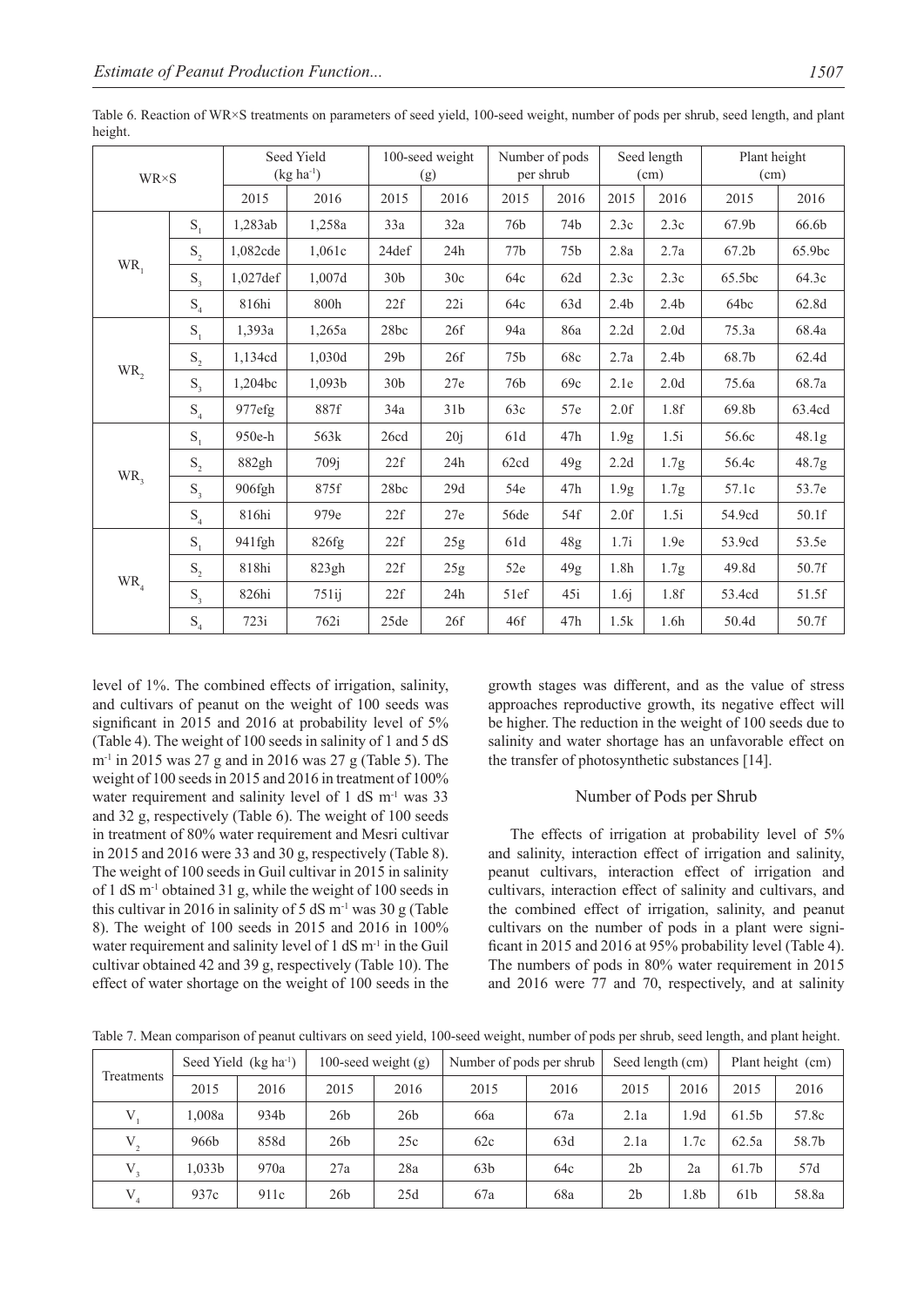Table 6. Reaction of WR×S treatments on parameters of seed yield, 100-seed weight, number of pods per shrub, seed length, and plant height.

| WR×S | | Seed Yield (kg ha$^{-1}$) | | 100-seed weight (g) | | Number of pods per shrub | | Seed length (cm) | | Plant height (cm) | |
|---|---|---|---|---|---|---|---|---|---|---|---|
| | | 2015 | 2016 | 2015 | 2016 | 2015 | 2016 | 2015 | 2016 | 2015 | 2016 |
| $WR_1$ | $S_1$ | 1,283ab | 1,258a | 33a | 32a | 76b | 74b | 2.3c | 2.3c | 67.9b | 66.6b |
| | $S_2$ | 1,082cde | 1,061c | 24def | 24h | 77b | 75b | 2.8a | 2.7a | 67.2b | 65.9bc |
| | $S_3$ | 1,027def | 1,007d | 30b | 30c | 64c | 62d | 2.3c | 2.3c | 65.5bc | 64.3c |
| | $S_4$ | 816hi | 800h | 22f | 22i | 64c | 63d | 2.4b | 2.4b | 64bc | 62.8d |
| $WR_2$ | $S_1$ | 1,393a | 1,265a | 28bc | 26f | 94a | 86a | 2.2d | 2.0d | 75.3a | 68.4a |
| | $S_2$ | 1,134cd | 1,030d | 29b | 26f | 75b | 68c | 2.7a | 2.4b | 68.7b | 62.4d |
| | $S_3$ | 1,204bc | 1,093b | 30b | 27e | 76b | 69c | 2.1e | 2.0d | 75.6a | 68.7a |
| | $S_4$ | 977efg | 887f | 34a | 31b | 63c | 57e | 2.0f | 1.8f | 69.8b | 63.4cd |
| $WR_3$ | $S_1$ | 950e-h | 563k | 26cd | 20j | 61d | 47h | 1.9g | 1.5i | 56.6c | 48.1g |
| | $S_2$ | 882gh | 709j | 22f | 24h | 62cd | 49g | 2.2d | 1.7g | 56.4c | 48.7g |
| | $S_3$ | 906fgh | 875f | 28bc | 29d | 54e | 47h | 1.9g | 1.7g | 57.1c | 53.7e |
| | $S_4$ | 816hi | 979e | 22f | 27e | 56de | 54f | 2.0f | 1.5i | 54.9cd | 50.1f |
| $WR_4$ | $S_1$ | 941fgh | 826fg | 22f | 25g | 61d | 48g | 1.7i | 1.9e | 53.9cd | 53.5e |
| | $S_2$ | 818hi | 823gh | 22f | 25g | 52e | 49g | 1.8h | 1.7g | 49.8d | 50.7f |
| | $S_3$ | 826hi | 751ij | 22f | 24h | 51ef | 45i | 1.6j | 1.8f | 53.4cd | 51.5f |
| | $S_4$ | 723i | 762i | 25de | 26f | 46f | 47h | 1.5k | 1.6h | 50.4d | 50.7f |

level of 1%. The combined effects of irrigation, salinity, and cultivars of peanut on the weight of 100 seeds was significant in 2015 and 2016 at probability level of 5% (Table 4). The weight of 100 seeds in salinity of 1 and 5 dS m$^{-1}$ in 2015 was 27 g and in 2016 was 27 g (Table 5). The weight of 100 seeds in 2015 and 2016 in treatment of 100% water requirement and salinity level of 1 dS m$^{-1}$ was 33 and 32 g, respectively (Table 6). The weight of 100 seeds in treatment of 80% water requirement and Mesri cultivar in 2015 and 2016 were 33 and 30 g, respectively (Table 8). The weight of 100 seeds in Guil cultivar in 2015 in salinity of 1 dS m$^{-1}$ obtained 31 g, while the weight of 100 seeds in this cultivar in 2016 in salinity of 5 dS m$^{-1}$ was 30 g (Table 8). The weight of 100 seeds in 2015 and 2016 in 100% water requirement and salinity level of 1 dS m$^{-1}$ in the Guil cultivar obtained 42 and 39 g, respectively (Table 10). The effect of water shortage on the weight of 100 seeds in the growth stages was different, and as the value of stress approaches reproductive growth, its negative effect will be higher. The reduction in the weight of 100 seeds due to salinity and water shortage has an unfavorable effect on the transfer of photosynthetic substances [14].

### Number of Pods per Shrub

The effects of irrigation at probability level of 5% and salinity, interaction effect of irrigation and salinity, peanut cultivars, interaction effect of irrigation and cultivars, interaction effect of salinity and cultivars, and the combined effect of irrigation, salinity, and peanut cultivars on the number of pods in a plant were significant in 2015 and 2016 at 95% probability level (Table 4). The numbers of pods in 80% water requirement in 2015 and 2016 were 77 and 70, respectively, and at salinity

Table 7. Mean comparison of peanut cultivars on seed yield, 100-seed weight, number of pods per shrub, seed length, and plant height.

| Treatments | Seed Yield (kg ha$^{-1}$) | | 100-seed weight (g) | | Number of pods per shrub | | Seed length (cm) | | Plant height (cm) | |
|---|---|---|---|---|---|---|---|---|---|---|
| | 2015 | 2016 | 2015 | 2016 | 2015 | 2016 | 2015 | 2016 | 2015 | 2016 |
| $V_1$ | 1,008a | 934b | 26b | 26b | 66a | 67a | 2.1a | 1.9d | 61.5b | 57.8c |
| $V_2$ | 966b | 858d | 26b | 25c | 62c | 63d | 2.1a | 1.7c | 62.5a | 58.7b |
| $V_3$ | 1,033b | 970a | 27a | 28a | 63b | 64c | 2b | 2a | 61.7b | 57d |
| $V_4$ | 937c | 911c | 26b | 25d | 67a | 68a | 2b | 1.8b | 61b | 58.8a |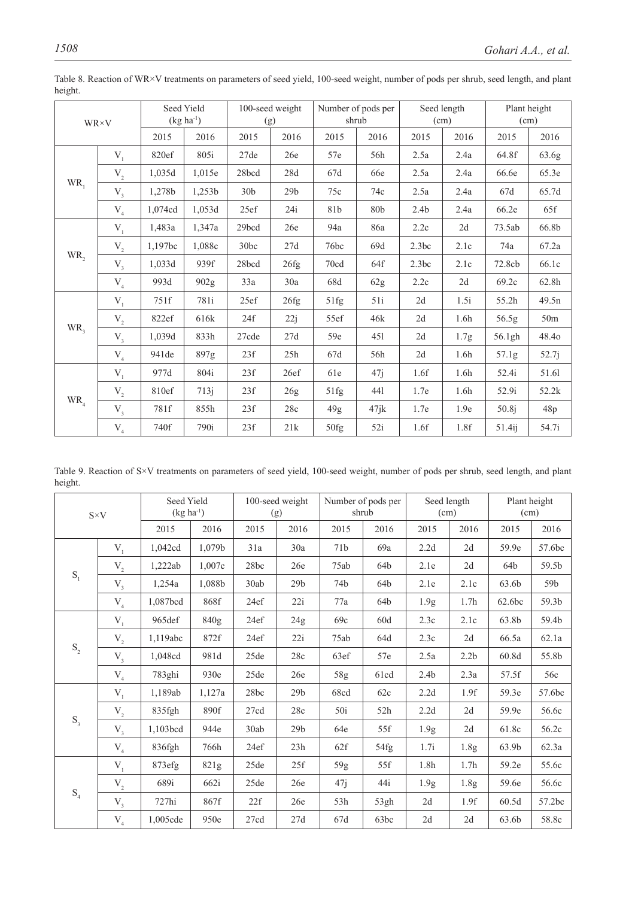Table 8. Reaction of WR×V treatments on parameters of seed yield, 100-seed weight, number of pods per shrub, seed length, and plant height.

| WR×V | | Seed Yield (kg ha$^{-1}$) | | 100-seed weight (g) | | Number of pods per shrub | | Seed length (cm) | | Plant height (cm) | |
|---|---|---|---|---|---|---|---|---|---|---|---|
| | | 2015 | 2016 | 2015 | 2016 | 2015 | 2016 | 2015 | 2016 | 2015 | 2016 |
| $WR_1$ | $V_1$ | 820ef | 805i | 27de | 26e | 57e | 56h | 2.5a | 2.4a | 64.8f | 63.6g |
| | $V_2$ | 1,035d | 1,015e | 28bcd | 28d | 67d | 66e | 2.5a | 2.4a | 66.6e | 65.3e |
| | $V_3$ | 1,278b | 1,253b | 30b | 29b | 75c | 74c | 2.5a | 2.4a | 67d | 65.7d |
| | $V_4$ | 1,074cd | 1,053d | 25ef | 24i | 81b | 80b | 2.4b | 2.4a | 66.2e | 65f |
| $WR_2$ | $V_1$ | 1,483a | 1,347a | 29bcd | 26e | 94a | 86a | 2.2c | 2d | 73.5ab | 66.8b |
| | $V_2$ | 1,197bc | 1,088c | 30bc | 27d | 76bc | 69d | 2.3bc | 2.1c | 74a | 67.2a |
| | $V_3$ | 1,033d | 939f | 28bcd | 26fg | 70cd | 64f | 2.3bc | 2.1c | 72.8cb | 66.1c |
| | $V_4$ | 993d | 902g | 33a | 30a | 68d | 62g | 2.2c | 2d | 69.2c | 62.8h |
| $WR_3$ | $V_1$ | 751f | 781i | 25ef | 26fg | 51fg | 51i | 2d | 1.5i | 55.2h | 49.5n |
| | $V_2$ | 822ef | 616k | 24f | 22j | 55ef | 46k | 2d | 1.6h | 56.5g | 50m |
| | $V_3$ | 1,039d | 833h | 27cde | 27d | 59e | 45l | 2d | 1.7g | 56.1gh | 48.4o |
| | $V_4$ | 941de | 897g | 23f | 25h | 67d | 56h | 2d | 1.6h | 57.1g | 52.7j |
| $WR_4$ | $V_1$ | 977d | 804i | 23f | 26ef | 61e | 47j | 1.6f | 1.6h | 52.4i | 51.6l |
| | $V_2$ | 810ef | 713j | 23f | 26g | 51fg | 44l | 1.7e | 1.6h | 52.9i | 52.2k |
| | $V_3$ | 781f | 855h | 23f | 28c | 49g | 47jk | 1.7e | 1.9e | 50.8j | 48p |
| | $V_4$ | 740f | 790i | 23f | 21k | 50fg | 52i | 1.6f | 1.8f | 51.4ij | 54.7i |

Table 9. Reaction of S×V treatments on parameters of seed yield, 100-seed weight, number of pods per shrub, seed length, and plant height.

| S×V | | Seed Yield (kg ha$^{-1}$) | | 100-seed weight (g) | | Number of pods per shrub | | Seed length (cm) | | Plant height (cm) | |
|---|---|---|---|---|---|---|---|---|---|---|---|
| | | 2015 | 2016 | 2015 | 2016 | 2015 | 2016 | 2015 | 2016 | 2015 | 2016 |
| $S_1$ | $V_1$ | 1,042cd | 1,079b | 31a | 30a | 71b | 69a | 2.2d | 2d | 59.9e | 57.6bc |
| | $V_2$ | 1,222ab | 1,007c | 28bc | 26e | 75ab | 64b | 2.1e | 2d | 64b | 59.5b |
| | $V_3$ | 1,254a | 1,088b | 30ab | 29b | 74b | 64b | 2.1e | 2.1c | 63.6b | 59b |
| | $V_4$ | 1,087bcd | 868f | 24ef | 22i | 77a | 64b | 1.9g | 1.7h | 62.6bc | 59.3b |
| $S_2$ | $V_1$ | 965def | 840g | 24ef | 24g | 69c | 60d | 2.3c | 2.1c | 63.8b | 59.4b |
| | $V_2$ | 1,119abc | 872f | 24ef | 22i | 75ab | 64d | 2.3c | 2d | 66.5a | 62.1a |
| | $V_3$ | 1,048cd | 981d | 25de | 28c | 63ef | 57e | 2.5a | 2.2b | 60.8d | 55.8b |
| | $V_4$ | 783ghi | 930e | 25de | 26e | 58g | 61cd | 2.4b | 2.3a | 57.5f | 56c |
| $S_3$ | $V_1$ | 1,189ab | 1,127a | 28bc | 29b | 68cd | 62c | 2.2d | 1.9f | 59.3e | 57.6bc |
| | $V_2$ | 835fgh | 890f | 27cd | 28c | 50i | 52h | 2.2d | 2d | 59.9e | 56.6c |
| | $V_3$ | 1,103bcd | 944e | 30ab | 29b | 64e | 55f | 1.9g | 2d | 61.8c | 56.2c |
| | $V_4$ | 836fgh | 766h | 24ef | 23h | 62f | 54fg | 1.7i | 1.8g | 63.9b | 62.3a |
| $S_4$ | $V_1$ | 873efg | 821g | 25de | 25f | 59g | 55f | 1.8h | 1.7h | 59.2e | 55.6c |
| | $V_2$ | 689i | 662i | 25de | 26e | 47j | 44i | 1.9g | 1.8g | 59.6e | 56.6c |
| | $V_3$ | 727hi | 867f | 22f | 26e | 53h | 53gh | 2d | 1.9f | 60.5d | 57.2bc |
| | $V_4$ | 1,005cde | 950e | 27cd | 27d | 67d | 63bc | 2d | 2d | 63.6b | 58.8c |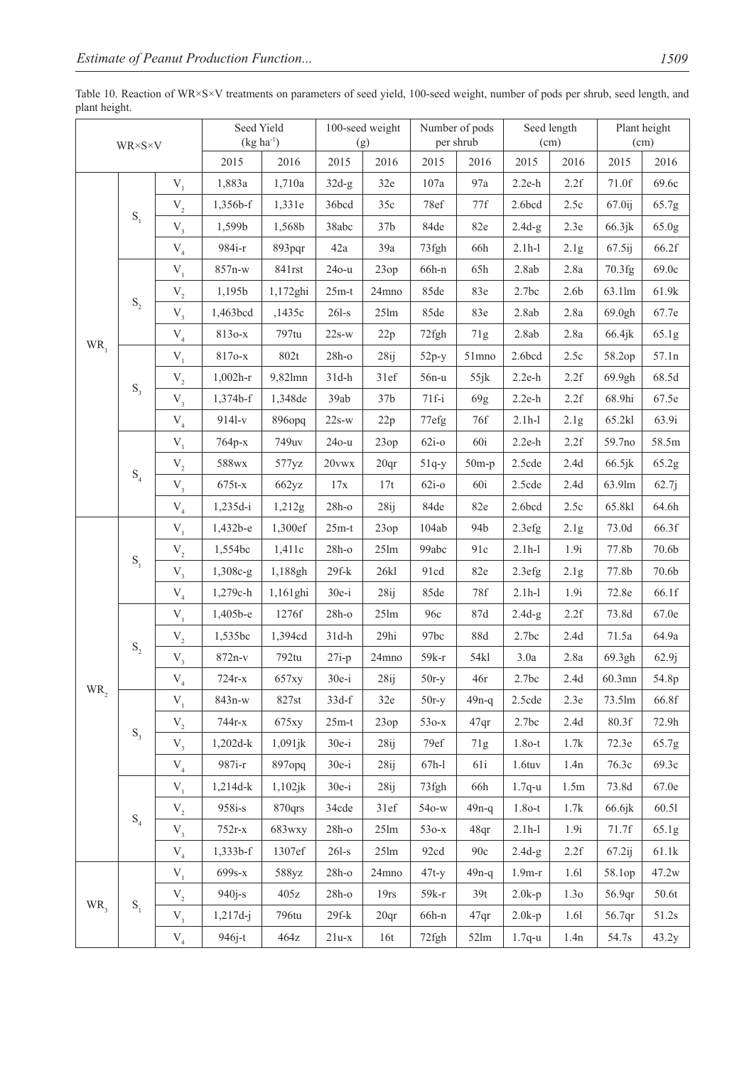Table 10. Reaction of WR×S×V treatments on parameters of seed yield, 100-seed weight, number of pods per shrub, seed length, and plant height.

| WR×S×V | | | Seed Yield (kg ha$^{-1}$) | | 100-seed weight (g) | | Number of pods per shrub | | Seed length (cm) | | Plant height (cm) | |
|---|---|---|---|---|---|---|---|---|---|---|---|---|
| | | | 2015 | 2016 | 2015 | 2016 | 2015 | 2016 | 2015 | 2016 | 2015 | 2016 |
| $WR_1$ | $S_1$ | $V_1$ | 1,883a | 1,710a | 32d-g | 32e | 107a | 97a | 2.2e-h | 2.2f | 71.0f | 69.6c |
| | | $V_2$ | 1,356b-f | 1,331e | 36bcd | 35c | 78ef | 77f | 2.6bcd | 2.5c | 67.0ij | 65.7g |
| | | $V_3$ | 1,599b | 1,568b | 38abc | 37b | 84de | 82e | 2.4d-g | 2.3e | 66.3jk | 65.0g |
| | | $V_4$ | 984i-r | 893pqr | 42a | 39a | 73fgh | 66h | 2.1h-l | 2.1g | 67.5ij | 66.2f |
| | $S_2$ | $V_1$ | 857n-w | 841rst | 24o-u | 23op | 66h-n | 65h | 2.8ab | 2.8a | 70.3fg | 69.0c |
| | | $V_2$ | 1,195b | 1,172ghi | 25m-t | 24mno | 85de | 83e | 2.7bc | 2.6b | 63.1lm | 61.9k |
| | | $V_3$ | 1,463bcd | ,1435c | 26l-s | 25lm | 85de | 83e | 2.8ab | 2.8a | 69.0gh | 67.7e |
| | | $V_4$ | 813o-x | 797tu | 22s-w | 22p | 72fgh | 71g | 2.8ab | 2.8a | 66.4jk | 65.1g |
| | $S_3$ | $V_1$ | 817o-x | 802t | 28h-o | 28ij | 52p-y | 51mno | 2.6bcd | 2.5c | 58.2op | 57.1n |
| | | $V_2$ | 1,002h-r | 9,82lmn | 31d-h | 31ef | 56n-u | 55jk | 2.2e-h | 2.2f | 69.9gh | 68.5d |
| | | $V_3$ | 1,374b-f | 1,348de | 39ab | 37b | 71f-i | 69g | 2.2e-h | 2.2f | 68.9hi | 67.5e |
| | | $V_4$ | 914l-v | 896opq | 22s-w | 22p | 77efg | 76f | 2.1h-l | 2.1g | 65.2kl | 63.9i |
| | $S_4$ | $V_1$ | 764p-x | 749uv | 24o-u | 23op | 62i-o | 60i | 2.2e-h | 2.2f | 59.7no | 58.5m |
| | | $V_2$ | 588wx | 577yz | 20vwx | 20qr | 51q-y | 50m-p | 2.5cde | 2.4d | 66.5jk | 65.2g |
| | | $V_3$ | 675t-x | 662yz | 17x | 17t | 62i-o | 60i | 2.5cde | 2.4d | 63.9lm | 62.7j |
| | | $V_4$ | 1,235d-i | 1,212g | 28h-o | 28ij | 84de | 82e | 2.6bcd | 2.5c | 65.8kl | 64.6h |
| $WR_2$ | $S_1$ | $V_1$ | 1,432b-e | 1,300ef | 25m-t | 23op | 104ab | 94b | 2.3efg | 2.1g | 73.0d | 66.3f |
| | | $V_2$ | 1,554bc | 1,411c | 28h-o | 25lm | 99abc | 91c | 2.1h-l | 1.9i | 77.8b | 70.6b |
| | | $V_3$ | 1,308c-g | 1,188gh | 29f-k | 26kl | 91cd | 82e | 2.3efg | 2.1g | 77.8b | 70.6b |
| | | $V_4$ | 1,279c-h | 1,161ghi | 30e-i | 28ij | 85de | 78f | 2.1h-l | 1.9i | 72.8e | 66.1f |
| | $S_2$ | $V_1$ | 1,405b-e | 1276f | 28h-o | 25lm | 96c | 87d | 2.4d-g | 2.2f | 73.8d | 67.0e |
| | | $V_2$ | 1,535bc | 1,394cd | 31d-h | 29hi | 97bc | 88d | 2.7bc | 2.4d | 71.5a | 64.9a |
| | | $V_3$ | 872n-v | 792tu | 27i-p | 24mno | 59k-r | 54kl | 3.0a | 2.8a | 69.3gh | 62.9j |
| | | $V_4$ | 724r-x | 657xy | 30e-i | 28ij | 50r-y | 46r | 2.7bc | 2.4d | 60.3mn | 54.8p |
| | $S_3$ | $V_1$ | 843n-w | 827st | 33d-f | 32e | 50r-y | 49n-q | 2.5cde | 2.3e | 73.5lm | 66.8f |
| | | $V_2$ | 744r-x | 675xy | 25m-t | 23op | 53o-x | 47qr | 2.7bc | 2.4d | 80.3f | 72.9h |
| | | $V_3$ | 1,202d-k | 1,091jk | 30e-i | 28ij | 79ef | 71g | 1.8o-t | 1.7k | 72.3e | 65.7g |
| | | $V_4$ | 987i-r | 897opq | 30e-i | 28ij | 67h-l | 61i | 1.6tuv | 1.4n | 76.3c | 69.3c |
| | $S_4$ | $V_1$ | 1,214d-k | 1,102jk | 30e-i | 28ij | 73fgh | 66h | 1.7q-u | 1.5m | 73.8d | 67.0e |
| | | $V_2$ | 958i-s | 870qrs | 34cde | 31ef | 54o-w | 49n-q | 1.8o-t | 1.7k | 66.6jk | 60.5l |
| | | $V_3$ | 752r-x | 683wxy | 28h-o | 25lm | 53o-x | 48qr | 2.1h-l | 1.9i | 71.7f | 65.1g |
| | | $V_4$ | 1,333b-f | 1307ef | 26l-s | 25lm | 92cd | 90c | 2.4d-g | 2.2f | 67.2ij | 61.1k |
| $WR_3$ | $S_1$ | $V_1$ | 699s-x | 588yz | 28h-o | 24mno | 47t-y | 49n-q | 1.9m-r | 1.6l | 58.1op | 47.2w |
| | | $V_2$ | 940j-s | 405z | 28h-o | 19rs | 59k-r | 39t | 2.0k-p | 1.3o | 56.9qr | 50.6t |
| | | $V_3$ | 1,217d-j | 796tu | 29f-k | 20qr | 66h-n | 47qr | 2.0k-p | 1.6l | 56.7qr | 51.2s |
| | | $V_4$ | 946j-t | 464z | 21u-x | 16t | 72fgh | 52lm | 1.7q-u | 1.4n | 54.7s | 43.2y |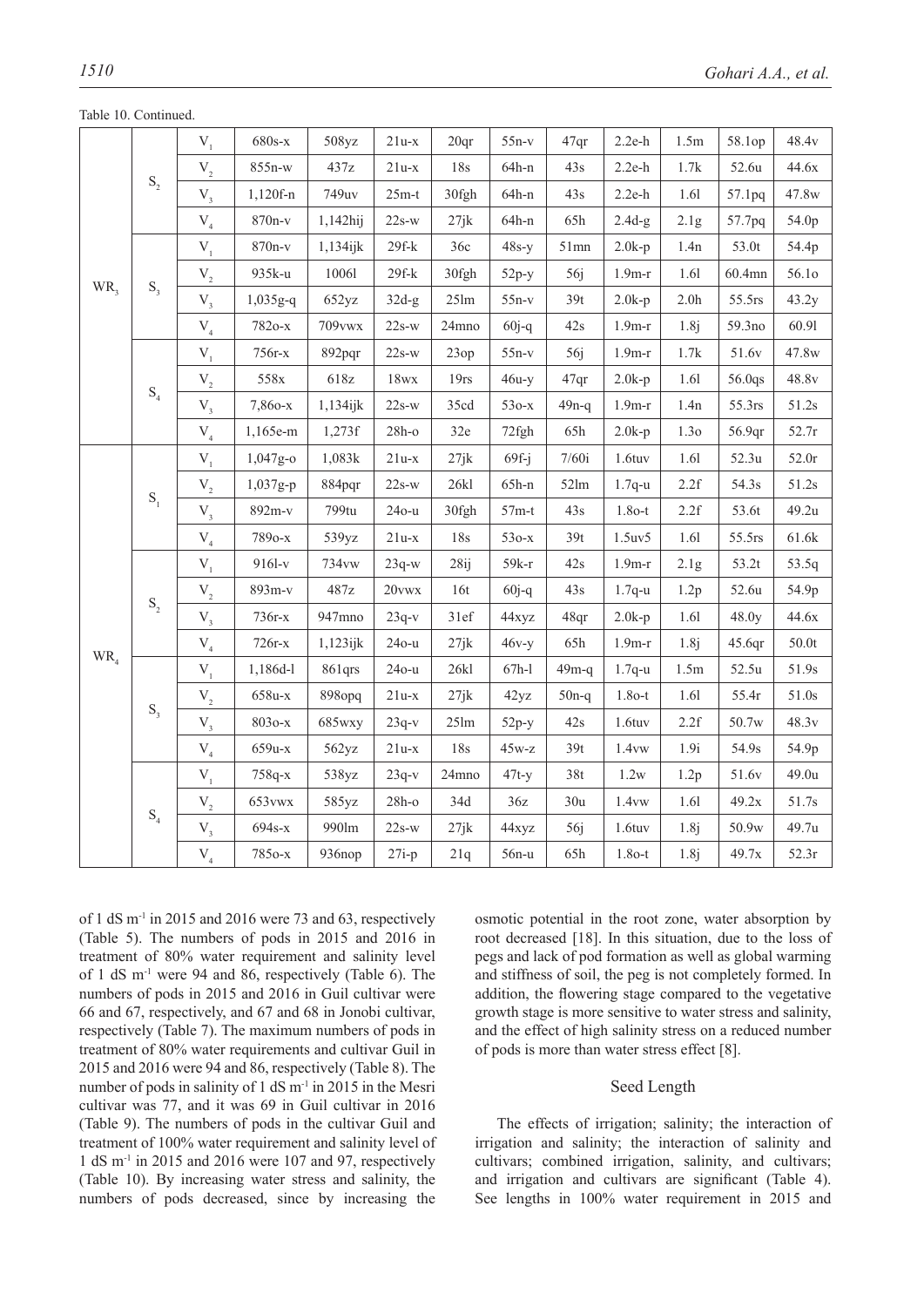Table 10. Continued.

| | | | | | | | | | | | | |
|---|---|---|---|---|---|---|---|---|---|---|---|---|
| $WR_3$ | $S_2$ | $V_1$ | 680s-x | 508yz | 21u-x | 20qr | 55n-v | 47qr | 2.2e-h | 1.5m | 58.1op | 48.4v |
| | | $V_2$ | 855n-w | 437z | 21u-x | 18s | 64h-n | 43s | 2.2e-h | 1.7k | 52.6u | 44.6x |
| | | $V_3$ | 1,120f-n | 749uv | 25m-t | 30fgh | 64h-n | 43s | 2.2e-h | 1.6l | 57.1pq | 47.8w |
| | | $V_4$ | 870n-v | 1,142hij | 22s-w | 27jk | 64h-n | 65h | 2.4d-g | 2.1g | 57.7pq | 54.0p |
| | $S_3$ | $V_1$ | 870n-v | 1,134ijk | 29f-k | 36c | 48s-y | 51mn | 2.0k-p | 1.4n | 53.0t | 54.4p |
| | | $V_2$ | 935k-u | 1006l | 29f-k | 30fgh | 52p-y | 56j | 1.9m-r | 1.6l | 60.4mn | 56.1o |
| | | $V_3$ | 1,035g-q | 652yz | 32d-g | 25lm | 55n-v | 39t | 2.0k-p | 2.0h | 55.5rs | 43.2y |
| | | $V_4$ | 782o-x | 709vwx | 22s-w | 24mno | 60j-q | 42s | 1.9m-r | 1.8j | 59.3no | 60.9l |
| | $S_4$ | $V_1$ | 756r-x | 892pqr | 22s-w | 23op | 55n-v | 56j | 1.9m-r | 1.7k | 51.6v | 47.8w |
| | | $V_2$ | 558x | 618z | 18wx | 19rs | 46u-y | 47qr | 2.0k-p | 1.6l | 56.0qs | 48.8v |
| | | $V_3$ | 7,86o-x | 1,134ijk | 22s-w | 35cd | 53o-x | 49n-q | 1.9m-r | 1.4n | 55.3rs | 51.2s |
| | | $V_4$ | 1,165e-m | 1,273f | 28h-o | 32e | 72fgh | 65h | 2.0k-p | 1.3o | 56.9qr | 52.7r |
| $WR_4$ | $S_1$ | $V_1$ | 1,047g-o | 1,083k | 21u-x | 27jk | 69f-j | 7/60i | 1.6tuv | 1.6l | 52.3u | 52.0r |
| | | $V_2$ | 1,037g-p | 884pqr | 22s-w | 26kl | 65h-n | 52lm | 1.7q-u | 2.2f | 54.3s | 51.2s |
| | | $V_3$ | 892m-v | 799tu | 24o-u | 30fgh | 57m-t | 43s | 1.8o-t | 2.2f | 53.6t | 49.2u |
| | | $V_4$ | 789o-x | 539yz | 21u-x | 18s | 53o-x | 39t | 1.5uv5 | 1.6l | 55.5rs | 61.6k |
| | $S_2$ | $V_1$ | 916l-v | 734vw | 23q-w | 28ij | 59k-r | 42s | 1.9m-r | 2.1g | 53.2t | 53.5q |
| | | $V_2$ | 893m-v | 487z | 20vwx | 16t | 60j-q | 43s | 1.7q-u | 1.2p | 52.6u | 54.9p |
| | | $V_3$ | 736r-x | 947mno | 23q-v | 31ef | 44xyz | 48qr | 2.0k-p | 1.6l | 48.0y | 44.6x |
| | | $V_4$ | 726r-x | 1,123ijk | 24o-u | 27jk | 46v-y | 65h | 1.9m-r | 1.8j | 45.6qr | 50.0t |
| | $S_3$ | $V_1$ | 1,186d-l | 861qrs | 24o-u | 26kl | 67h-l | 49m-q | 1.7q-u | 1.5m | 52.5u | 51.9s |
| | | $V_2$ | 658u-x | 898opq | 21u-x | 27jk | 42yz | 50n-q | 1.8o-t | 1.6l | 55.4r | 51.0s |
| | | $V_3$ | 803o-x | 685wxy | 23q-v | 25lm | 52p-y | 42s | 1.6tuv | 2.2f | 50.7w | 48.3v |
| | | $V_4$ | 659u-x | 562yz | 21u-x | 18s | 45w-z | 39t | 1.4vw | 1.9i | 54.9s | 54.9p |
| | $S_4$ | $V_1$ | 758q-x | 538yz | 23q-v | 24mno | 47t-y | 38t | 1.2w | 1.2p | 51.6v | 49.0u |
| | | $V_2$ | 653vwx | 585yz | 28h-o | 34d | 36z | 30u | 1.4vw | 1.6l | 49.2x | 51.7s |
| | | $V_3$ | 694s-x | 990lm | 22s-w | 27jk | 44xyz | 56j | 1.6tuv | 1.8j | 50.9w | 49.7u |
| | | $V_4$ | 785o-x | 936nop | 27i-p | 21q | 56n-u | 65h | 1.8o-t | 1.8j | 49.7x | 52.3r |

of 1 dS $m^{-1}$ in 2015 and 2016 were 73 and 63, respectively (Table 5). The numbers of pods in 2015 and 2016 in treatment of 80% water requirement and salinity level of 1 dS $m^{-1}$ were 94 and 86, respectively (Table 6). The numbers of pods in 2015 and 2016 in Guil cultivar were 66 and 67, respectively, and 67 and 68 in Jonobi cultivar, respectively (Table 7). The maximum numbers of pods in treatment of 80% water requirements and cultivar Guil in 2015 and 2016 were 94 and 86, respectively (Table 8). The number of pods in salinity of 1 dS $m^{-1}$ in 2015 in the Mesri cultivar was 77, and it was 69 in Guil cultivar in 2016 (Table 9). The numbers of pods in the cultivar Guil and treatment of 100% water requirement and salinity level of 1 dS $m^{-1}$ in 2015 and 2016 were 107 and 97, respectively (Table 10). By increasing water stress and salinity, the numbers of pods decreased, since by increasing the osmotic potential in the root zone, water absorption by root decreased [18]. In this situation, due to the loss of pegs and lack of pod formation as well as global warming and stiffness of soil, the peg is not completely formed. In addition, the flowering stage compared to the vegetative growth stage is more sensitive to water stress and salinity, and the effect of high salinity stress on a reduced number of pods is more than water stress effect [8].

## Seed Length

The effects of irrigation; salinity; the interaction of irrigation and salinity; the interaction of salinity and cultivars; combined irrigation, salinity, and cultivars; and irrigation and cultivars are significant (Table 4). See lengths in 100% water requirement in 2015 and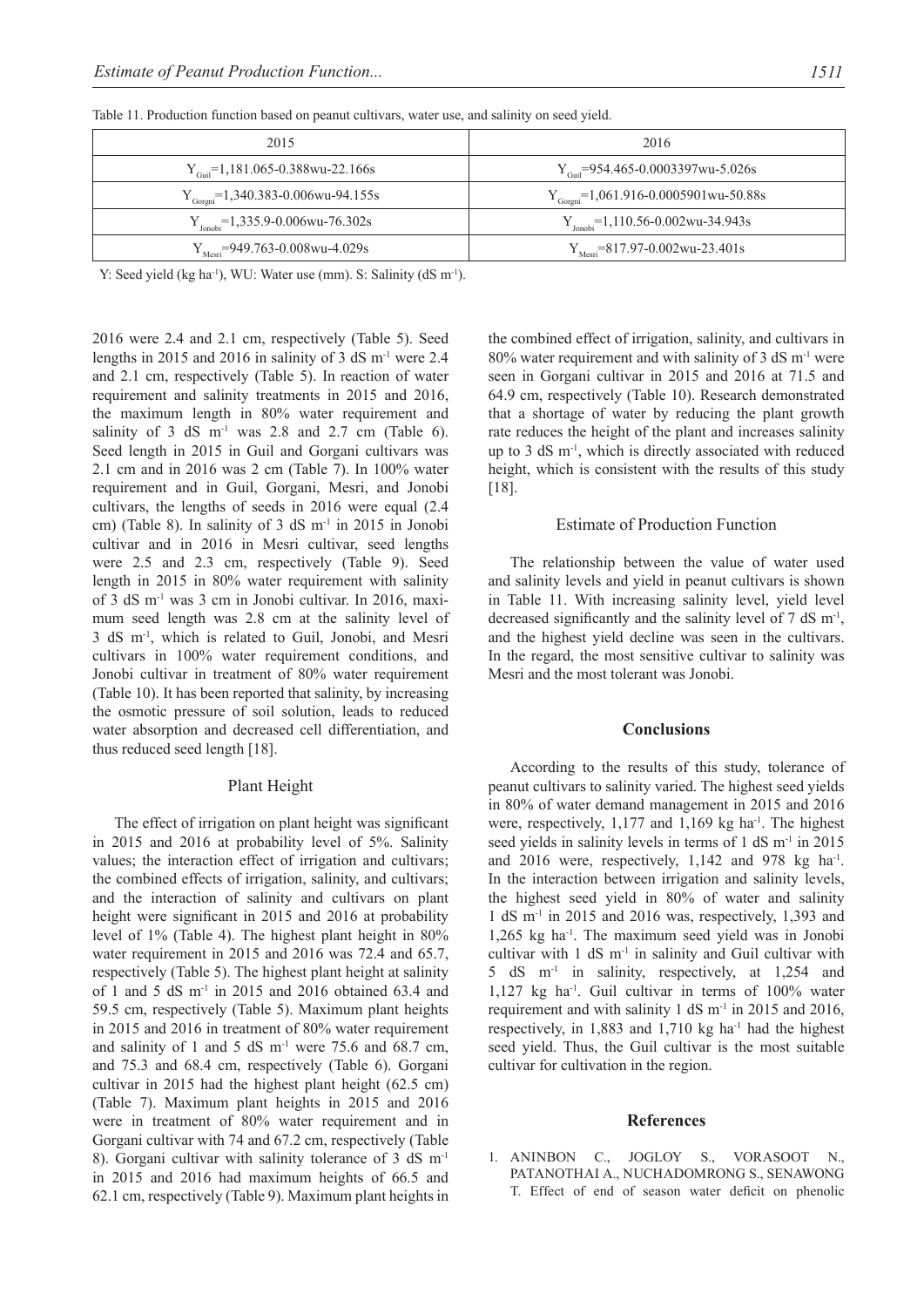Table 11. Production function based on peanut cultivars, water use, and salinity on seed yield.

| 2015 | 2016 |
|---|---|
| $Y_{Guil}$=1,181.065-0.388wu-22.166s | $Y_{Guil}$=954.465-0.0003397wu-5.026s |
| $Y_{Gorgni}$=1,340.383-0.006wu-94.155s | $Y_{Gorgni}$=1,061.916-0.0005901wu-50.88s |
| $Y_{Jonobi}$=1,335.9-0.006wu-76.302s | $Y_{Jonobi}$=1,110.56-0.002wu-34.943s |
| $Y_{Mesri}$=949.763-0.008wu-4.029s | $Y_{Mesri}$=817.97-0.002wu-23.401s |

Y: Seed yield (kg $ha^{-1}$), WU: Water use (mm). S: Salinity (dS $m^{-1}$).

2016 were 2.4 and 2.1 cm, respectively (Table 5). Seed lengths in 2015 and 2016 in salinity of 3 dS $m^{-1}$ were 2.4 and 2.1 cm, respectively (Table 5). In reaction of water requirement and salinity treatments in 2015 and 2016, the maximum length in 80% water requirement and salinity of 3 dS $m^{-1}$ was 2.8 and 2.7 cm (Table 6). Seed length in 2015 in Guil and Gorgani cultivars was 2.1 cm and in 2016 was 2 cm (Table 7). In 100% water requirement and in Guil, Gorgani, Mesri, and Jonobi cultivars, the lengths of seeds in 2016 were equal (2.4 cm) (Table 8). In salinity of 3 dS $m^{-1}$ in 2015 in Jonobi cultivar and in 2016 in Mesri cultivar, seed lengths were 2.5 and 2.3 cm, respectively (Table 9). Seed length in 2015 in 80% water requirement with salinity of 3 dS $m^{-1}$ was 3 cm in Jonobi cultivar. In 2016, maximum seed length was 2.8 cm at the salinity level of 3 dS $m^{-1}$, which is related to Guil, Jonobi, and Mesri cultivars in 100% water requirement conditions, and Jonobi cultivar in treatment of 80% water requirement (Table 10). It has been reported that salinity, by increasing the osmotic pressure of soil solution, leads to reduced water absorption and decreased cell differentiation, and thus reduced seed length [18].

### Plant Height

The effect of irrigation on plant height was significant in 2015 and 2016 at probability level of 5%. Salinity values; the interaction effect of irrigation and cultivars; the combined effects of irrigation, salinity, and cultivars; and the interaction of salinity and cultivars on plant height were significant in 2015 and 2016 at probability level of 1% (Table 4). The highest plant height in 80% water requirement in 2015 and 2016 was 72.4 and 65.7, respectively (Table 5). The highest plant height at salinity of 1 and 5 dS $m^{-1}$ in 2015 and 2016 obtained 63.4 and 59.5 cm, respectively (Table 5). Maximum plant heights in 2015 and 2016 in treatment of 80% water requirement and salinity of 1 and 5 dS $m^{-1}$ were 75.6 and 68.7 cm, and 75.3 and 68.4 cm, respectively (Table 6). Gorgani cultivar in 2015 had the highest plant height (62.5 cm) (Table 7). Maximum plant heights in 2015 and 2016 were in treatment of 80% water requirement and in Gorgani cultivar with 74 and 67.2 cm, respectively (Table 8). Gorgani cultivar with salinity tolerance of 3 dS $m^{-1}$ in 2015 and 2016 had maximum heights of 66.5 and 62.1 cm, respectively (Table 9). Maximum plant heights in the combined effect of irrigation, salinity, and cultivars in 80% water requirement and with salinity of 3 dS $m^{-1}$ were seen in Gorgani cultivar in 2015 and 2016 at 71.5 and 64.9 cm, respectively (Table 10). Research demonstrated that a shortage of water by reducing the plant growth rate reduces the height of the plant and increases salinity up to 3 dS $m^{-1}$, which is directly associated with reduced height, which is consistent with the results of this study [18].

### Estimate of Production Function

The relationship between the value of water used and salinity levels and yield in peanut cultivars is shown in Table 11. With increasing salinity level, yield level decreased significantly and the salinity level of 7 dS $m^{-1}$, and the highest yield decline was seen in the cultivars. In the regard, the most sensitive cultivar to salinity was Mesri and the most tolerant was Jonobi.

## Conclusions

According to the results of this study, tolerance of peanut cultivars to salinity varied. The highest seed yields in 80% of water demand management in 2015 and 2016 were, respectively, 1,177 and 1,169 kg $ha^{-1}$. The highest seed yields in salinity levels in terms of 1 dS $m^{-1}$ in 2015 and 2016 were, respectively, 1,142 and 978 kg $ha^{-1}$. In the interaction between irrigation and salinity levels, the highest seed yield in 80% of water and salinity 1 dS $m^{-1}$ in 2015 and 2016 was, respectively, 1,393 and 1,265 kg $ha^{-1}$. The maximum seed yield was in Jonobi cultivar with 1 dS $m^{-1}$ in salinity and Guil cultivar with 5 dS $m^{-1}$ in salinity, respectively, at 1,254 and 1,127 kg $ha^{-1}$. Guil cultivar in terms of 100% water requirement and with salinity 1 dS $m^{-1}$ in 2015 and 2016, respectively, in 1,883 and 1,710 kg $ha^{-1}$ had the highest seed yield. Thus, the Guil cultivar is the most suitable cultivar for cultivation in the region.

## References

1. ANINBON C., JOGLOY S., VORASOOT N., PATANOTHAI A., NUCHADOMRONG S., SENAWONG T. Effect of end of season water deficit on phenolic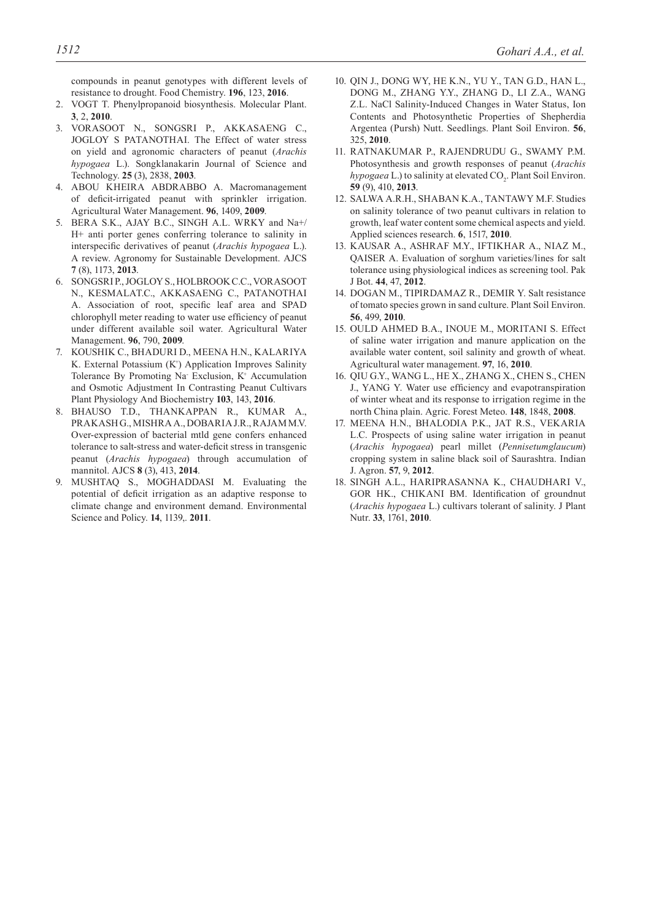compounds in peanut genotypes with different levels of resistance to drought. Food Chemistry. **196**, 123, **2016**.

2. VOGT T. Phenylpropanoid biosynthesis. Molecular Plant. **3**, 2, **2010**.
3. VORASOOT N., SONGSRI P., AKKASAENG C., JOGLOY S PATANOTHAI. The Effect of water stress on yield and agronomic characters of peanut (*Arachis hypogaea* L.). Songklanakarin Journal of Science and Technology. **25** (3), 2838, **2003**.
4. ABOU KHEIRA ABDRABBO A. Macromanagement of deficit-irrigated peanut with sprinkler irrigation. Agricultural Water Management. **96**, 1409, **2009**.
5. BERA S.K., AJAY B.C., SINGH A.L. WRKY and Na+/H+ anti porter genes conferring tolerance to salinity in interspecific derivatives of peanut (*Arachis hypogaea* L.). A review. Agronomy for Sustainable Development. AJCS **7** (8), 1173, **2013**.
6. SONGSRI P., JOGLOY S., HOLBROOK C.C., VORASOOT N., KESMALAT.C., AKKASAENG C., PATANOTHAI A. Association of root, specific leaf area and SPAD chlorophyll meter reading to water use efficiency of peanut under different available soil water. Agricultural Water Management. **96**, 790, **2009**.
7. KOUSHIK C., BHADURI D., MEENA H.N., KALARIYA K. External Potassium ($K^+$) Application Improves Salinity Tolerance By Promoting $Na^-$ Exclusion, $K^+$ Accumulation and Osmotic Adjustment In Contrasting Peanut Cultivars Plant Physiology And Biochemistry **103**, 143, **2016**.
8. BHAUSO T.D., THANKAPPAN R., KUMAR A., PRAKASH G., MISHRA A., DOBARIA J.R., RAJAM M.V. Over-expression of bacterial mtld gene confers enhanced tolerance to salt-stress and water-deficit stress in transgenic peanut (*Arachis hypogaea*) through accumulation of mannitol. AJCS **8** (3), 413, **2014**.
9. MUSHTAQ S., MOGHADDASI M. Evaluating the potential of deficit irrigation as an adaptive response to climate change and environment demand. Environmental Science and Policy. **14**, 1139,. **2011**.
10. QIN J., DONG WY, HE K.N., YU Y., TAN G.D., HAN L., DONG M., ZHANG Y.Y., ZHANG D., LI Z.A., WANG Z.L. NaCl Salinity-Induced Changes in Water Status, Ion Contents and Photosynthetic Properties of Shepherdia Argentea (Pursh) Nutt. Seedlings. Plant Soil Environ. **56**, 325, **2010**.
11. RATNAKUMAR P., RAJENDRUDU G., SWAMY P.M. Photosynthesis and growth responses of peanut (*Arachis hypogaea* L.) to salinity at elevated $CO_2$. Plant Soil Environ. **59** (9), 410, **2013**.
12. SALWA A.R.H., SHABAN K.A., TANTAWY M.F. Studies on salinity tolerance of two peanut cultivars in relation to growth, leaf water content some chemical aspects and yield. Applied sciences research. **6**, 1517, **2010**.
13. KAUSAR A., ASHRAF M.Y., IFTIKHAR A., NIAZ M., QAISER A. Evaluation of sorghum varieties/lines for salt tolerance using physiological indices as screening tool. Pak J Bot. **44**, 47, **2012**.
14. DOGAN M., TIPIRDAMAZ R., DEMIR Y. Salt resistance of tomato species grown in sand culture. Plant Soil Environ. **56**, 499, **2010**.
15. OULD AHMED B.A., INOUE M., MORITANI S. Effect of saline water irrigation and manure application on the available water content, soil salinity and growth of wheat. Agricultural water management. **97**, 16, **2010**.
16. QIU G.Y., WANG L., HE X., ZHANG X., CHEN S., CHEN J., YANG Y. Water use efficiency and evapotranspiration of winter wheat and its response to irrigation regime in the north China plain. Agric. Forest Meteo. **148**, 1848, **2008**.
17. MEENA H.N., BHALODIA P.K., JAT R.S., VEKARIA L.C. Prospects of using saline water irrigation in peanut (*Arachis hypogaea*) pearl millet (*Pennisetumglaucum*) cropping system in saline black soil of Saurashtra. Indian J. Agron. **57**, 9, **2012**.
18. SINGH A.L., HARIPRASANNA K., CHAUDHARI V., GOR HK., CHIKANI BM. Identification of groundnut (*Arachis hypogaea* L.) cultivars tolerant of salinity. J Plant Nutr. **33**, 1761, **2010**.